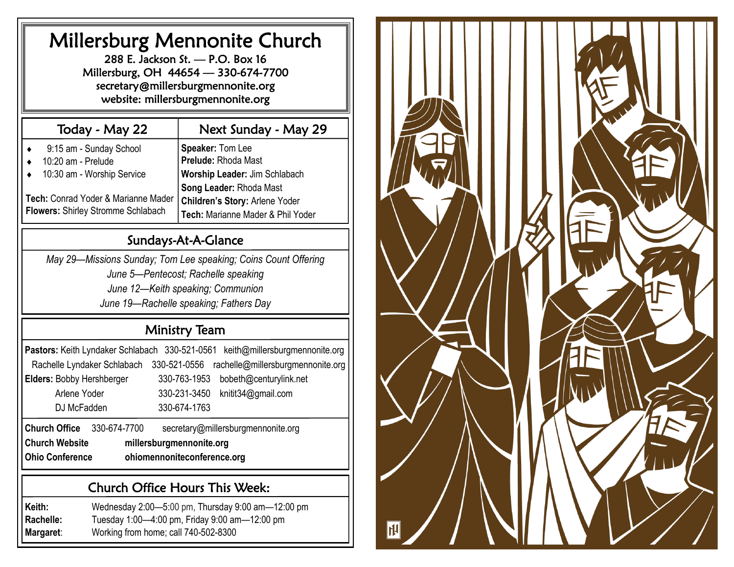# Millersburg Mennonite Church

288 E. Jackson St. — P.O. Box 16
Millersburg, OH 44654 — 330-674-7700
secretary@millersburgmennonite.org
website: millersburgmennonite.org

| Today - May 22 | Next Sunday - May 29 |
|---|---|
| ◆ 9:15 am - Sunday School | **Speaker:** Tom Lee |
| ◆ 10:20 am - Prelude | **Prelude:** Rhoda Mast |
| ◆ 10:30 am - Worship Service | **Worship Leader:** Jim Schlabach |
| | **Song Leader:** Rhoda Mast |
| **Tech:** Conrad Yoder & Marianne Mader | **Children's Story:** Arlene Yoder |
| **Flowers:** Shirley Stromme Schlabach | **Tech:** Marianne Mader & Phil Yoder |

## Sundays-At-A-Glance

*May 29—Missions Sunday; Tom Lee speaking; Coins Count Offering*
*June 5—Pentecost; Rachelle speaking*
*June 12—Keith speaking; Communion*
*June 19—Rachelle speaking; Fathers Day*

## Ministry Team

| | | | |
|---|---|---|---|
| **Pastors:** | Keith Lyndaker Schlabach | 330-521-0561 | keith@millersburgmennonite.org |
| | Rachelle Lyndaker Schlabach | 330-521-0556 | rachelle@millersburgmennonite.org |
| **Elders:** | Bobby Hershberger | 330-763-1953 | bobeth@centurylink.net |
| | Arlene Yoder | 330-231-3450 | knitit34@gmail.com |
| | DJ McFadden | 330-674-1763 | |

**Church Office** 330-674-7700 secretary@millersburgmennonite.org
**Church Website** **millersburgmennonite.org**
**Ohio Conference** **ohiomennoniteconference.org**

## Church Office Hours This Week:

**Keith:** Wednesday 2:00—5:00 pm, Thursday 9:00 am—12:00 pm
**Rachelle:** Tuesday 1:00—4:00 pm, Friday 9:00 am—12:00 pm
**Margaret**: Working from home; call 740-502-8300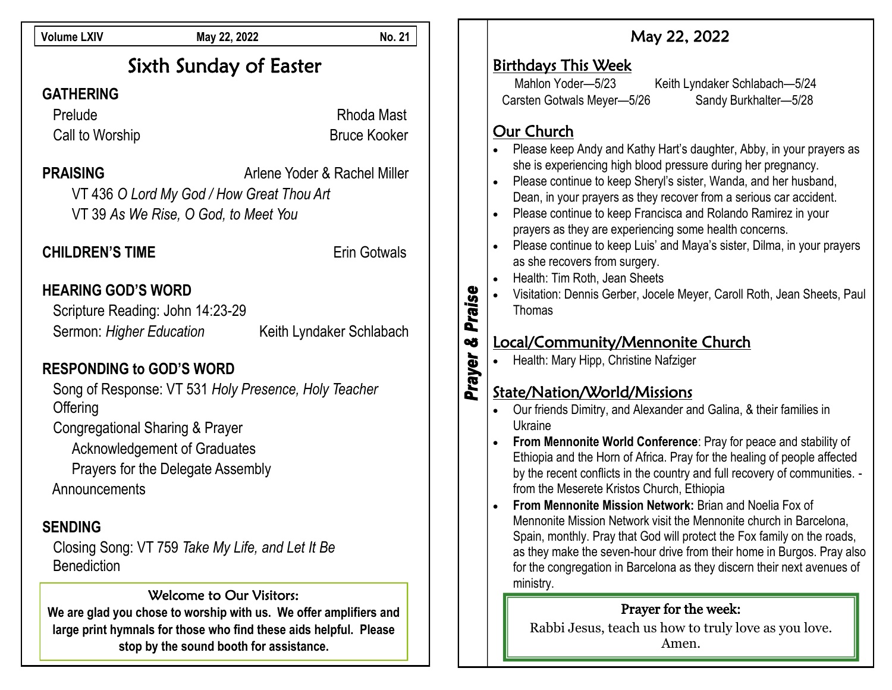Volume LXIV | May 22, 2022 | No. 21

# Sixth Sunday of Easter

## GATHERING

Prelude — Rhoda Mast

Call to Worship — Bruce Kooker

## PRAISING — Arlene Yoder & Rachel Miller

VT 436 *O Lord My God / How Great Thou Art*

VT 39 *As We Rise, O God, to Meet You*

## CHILDREN'S TIME — Erin Gotwals

## HEARING GOD'S WORD

Scripture Reading: John 14:23-29

Sermon: *Higher Education* — Keith Lyndaker Schlabach

## RESPONDING to GOD'S WORD

Song of Response: VT 531 *Holy Presence, Holy Teacher*

Offering

Congregational Sharing & Prayer

- Acknowledgement of Graduates
- Prayers for the Delegate Assembly

Announcements

## SENDING

Closing Song: VT 759 *Take My Life, and Let It Be*

Benediction

### Welcome to Our Visitors:

**We are glad you chose to worship with us. We offer amplifiers and large print hymnals for those who find these aids helpful. Please stop by the sound booth for assistance.**

---

## *Prayer & Praise*

## May 22, 2022

### Birthdays This Week

Mahlon Yoder—5/23 | Keith Lyndaker Schlabach—5/24

Carsten Gotwals Meyer—5/26 | Sandy Burkhalter—5/28

### Our Church

- Please keep Andy and Kathy Hart's daughter, Abby, in your prayers as she is experiencing high blood pressure during her pregnancy.
- Please continue to keep Sheryl's sister, Wanda, and her husband, Dean, in your prayers as they recover from a serious car accident.
- Please continue to keep Francisca and Rolando Ramirez in your prayers as they are experiencing some health concerns.
- Please continue to keep Luis' and Maya's sister, Dilma, in your prayers as she recovers from surgery.
- Health: Tim Roth, Jean Sheets
- Visitation: Dennis Gerber, Jocele Meyer, Caroll Roth, Jean Sheets, Paul Thomas

### Local/Community/Mennonite Church

- Health: Mary Hipp, Christine Nafziger

### State/Nation/World/Missions

- Our friends Dimitry, and Alexander and Galina, & their families in Ukraine
- **From Mennonite World Conference**: Pray for peace and stability of Ethiopia and the Horn of Africa. Pray for the healing of people affected by the recent conflicts in the country and full recovery of communities. -from the Meserete Kristos Church, Ethiopia
- **From Mennonite Mission Network:** Brian and Noelia Fox of Mennonite Mission Network visit the Mennonite church in Barcelona, Spain, monthly. Pray that God will protect the Fox family on the roads, as they make the seven-hour drive from their home in Burgos. Pray also for the congregation in Barcelona as they discern their next avenues of ministry.

### Prayer for the week:

Rabbi Jesus, teach us how to truly love as you love. Amen.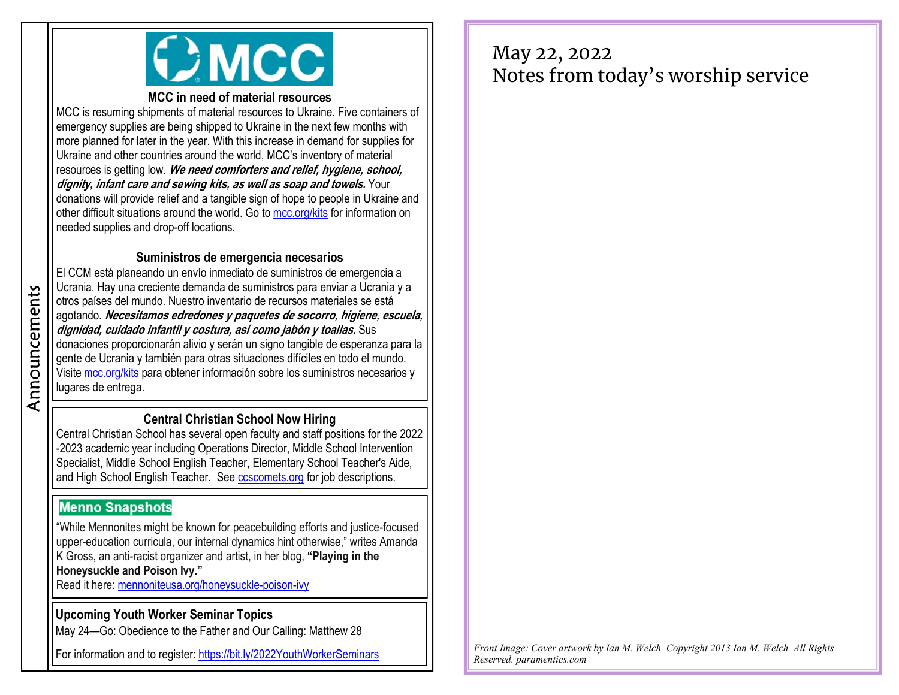# Announcements

## MCC in need of material resources

MCC is resuming shipments of material resources to Ukraine. Five containers of emergency supplies are being shipped to Ukraine in the next few months with more planned for later in the year. With this increase in demand for supplies for Ukraine and other countries around the world, MCC's inventory of material resources is getting low. ***We need comforters and relief, hygiene, school, dignity, infant care and sewing kits, as well as soap and towels.*** Your donations will provide relief and a tangible sign of hope to people in Ukraine and other difficult situations around the world. Go to [mcc.org/kits](mcc.org/kits) for information on needed supplies and drop-off locations.

## Suministros de emergencia necesarios

El CCM está planeando un envío inmediato de suministros de emergencia a Ucrania. Hay una creciente demanda de suministros para enviar a Ucrania y a otros países del mundo. Nuestro inventario de recursos materiales se está agotando. ***Necesitamos edredones y paquetes de socorro, higiene, escuela, dignidad, cuidado infantil y costura, así como jabón y toallas.*** Sus donaciones proporcionarán alivio y serán un signo tangible de esperanza para la gente de Ucrania y también para otras situaciones difíciles en todo el mundo. Visite [mcc.org/kits](mcc.org/kits) para obtener información sobre los suministros necesarios y lugares de entrega.

## Central Christian School Now Hiring

Central Christian School has several open faculty and staff positions for the 2022-2023 academic year including Operations Director, Middle School Intervention Specialist, Middle School English Teacher, Elementary School Teacher's Aide, and High School English Teacher. See [ccscomets.org](ccscomets.org) for job descriptions.

## Menno Snapshots

"While Mennonites might be known for peacebuilding efforts and justice-focused upper-education curricula, our internal dynamics hint otherwise," writes Amanda K Gross, an anti-racist organizer and artist, in her blog, **"Playing in the Honeysuckle and Poison Ivy."**
Read it here: [mennoniteusa.org/honeysuckle-poison-ivy](mennoniteusa.org/honeysuckle-poison-ivy)

## Upcoming Youth Worker Seminar Topics

May 24—Go: Obedience to the Father and Our Calling: Matthew 28

For information and to register: [https://bit.ly/2022YouthWorkerSeminars](https://bit.ly/2022YouthWorkerSeminars)

---

May 22, 2022
Notes from today's worship service

*Front Image: Cover artwork by Ian M. Welch. Copyright 2013 Ian M. Welch. All Rights Reserved. paramentics.com*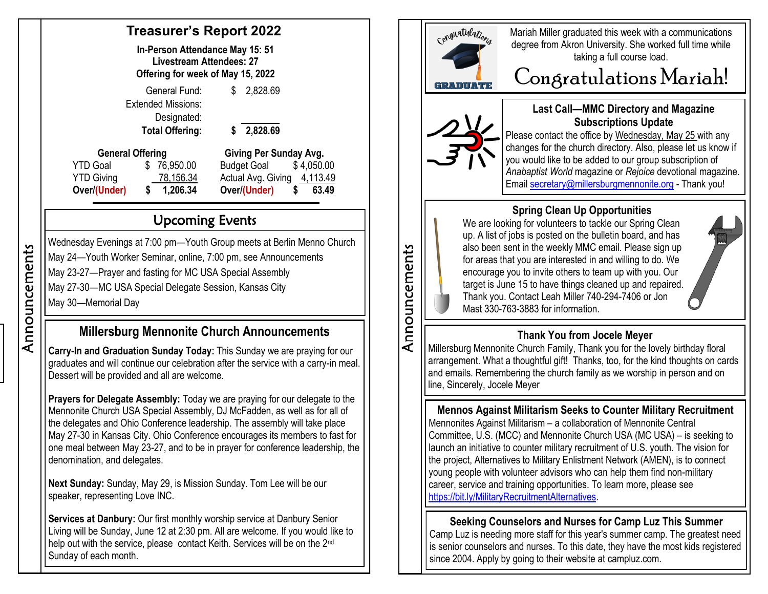# Treasurer's Report 2022

**In-Person Attendance May 15: 51**
**Livestream Attendees: 27**
**Offering for week of May 15, 2022**

| | |
|---|---|
| General Fund: | $ 2,828.69 |
| Extended Missions: | |
| Designated: | |
| **Total Offering:** | **$ 2,828.69** |

| **General Offering** | | **Giving Per Sunday Avg.** | |
|---|---|---|---|
| YTD Goal | $ 76,950.00 | Budget Goal | $ 4,050.00 |
| YTD Giving | 78,156.34 | Actual Avg. Giving | 4,113.49 |
| **Over/(Under)** | **$ 1,206.34** | **Over/(Under)** | **$ 63.49** |

## Upcoming Events

Wednesday Evenings at 7:00 pm—Youth Group meets at Berlin Menno Church
May 24—Youth Worker Seminar, online, 7:00 pm, see Announcements
May 23-27—Prayer and fasting for MC USA Special Assembly
May 27-30—MC USA Special Delegate Session, Kansas City
May 30—Memorial Day

## Millersburg Mennonite Church Announcements

**Carry-In and Graduation Sunday Today:** This Sunday we are praying for our graduates and will continue our celebration after the service with a carry-in meal. Dessert will be provided and all are welcome.

**Prayers for Delegate Assembly:** Today we are praying for our delegate to the Mennonite Church USA Special Assembly, DJ McFadden, as well as for all of the delegates and Ohio Conference leadership. The assembly will take place May 27-30 in Kansas City. Ohio Conference encourages its members to fast for one meal between May 23-27, and to be in prayer for conference leadership, the denomination, and delegates.

**Next Sunday:** Sunday, May 29, is Mission Sunday. Tom Lee will be our speaker, representing Love INC.

**Services at Danbury:** Our first monthly worship service at Danbury Senior Living will be Sunday, June 12 at 2:30 pm. All are welcome. If you would like to help out with the service, please contact Keith. Services will be on the 2nd Sunday of each month.

Mariah Miller graduated this week with a communications degree from Akron University. She worked full time while taking a full course load.

**Congratulations Mariah!**

### Last Call—MMC Directory and Magazine Subscriptions Update

Please contact the office by Wednesday, May 25 with any changes for the church directory. Also, please let us know if you would like to be added to our group subscription of *Anabaptist World* magazine or *Rejoice* devotional magazine. Email secretary@millersburgmennonite.org - Thank you!

### Spring Clean Up Opportunities

We are looking for volunteers to tackle our Spring Clean up. A list of jobs is posted on the bulletin board, and has also been sent in the weekly MMC email. Please sign up for areas that you are interested in and willing to do. We encourage you to invite others to team up with you. Our target is June 15 to have things cleaned up and repaired. Thank you. Contact Leah Miller 740-294-7406 or Jon Mast 330-763-3883 for information.

### Thank You from Jocele Meyer

Millersburg Mennonite Church Family, Thank you for the lovely birthday floral arrangement. What a thoughtful gift! Thanks, too, for the kind thoughts on cards and emails. Remembering the church family as we worship in person and on line, Sincerely, Jocele Meyer

### Mennos Against Militarism Seeks to Counter Military Recruitment

Mennonites Against Militarism – a collaboration of Mennonite Central Committee, U.S. (MCC) and Mennonite Church USA (MC USA) – is seeking to launch an initiative to counter military recruitment of U.S. youth. The vision for the project, Alternatives to Military Enlistment Network (AMEN), is to connect young people with volunteer advisors who can help them find non-military career, service and training opportunities. To learn more, please see https://bit.ly/MilitaryRecruitmentAlternatives.

### Seeking Counselors and Nurses for Camp Luz This Summer

Camp Luz is needing more staff for this year's summer camp. The greatest need is senior counselors and nurses. To this date, they have the most kids registered since 2004. Apply by going to their website at campluz.com.